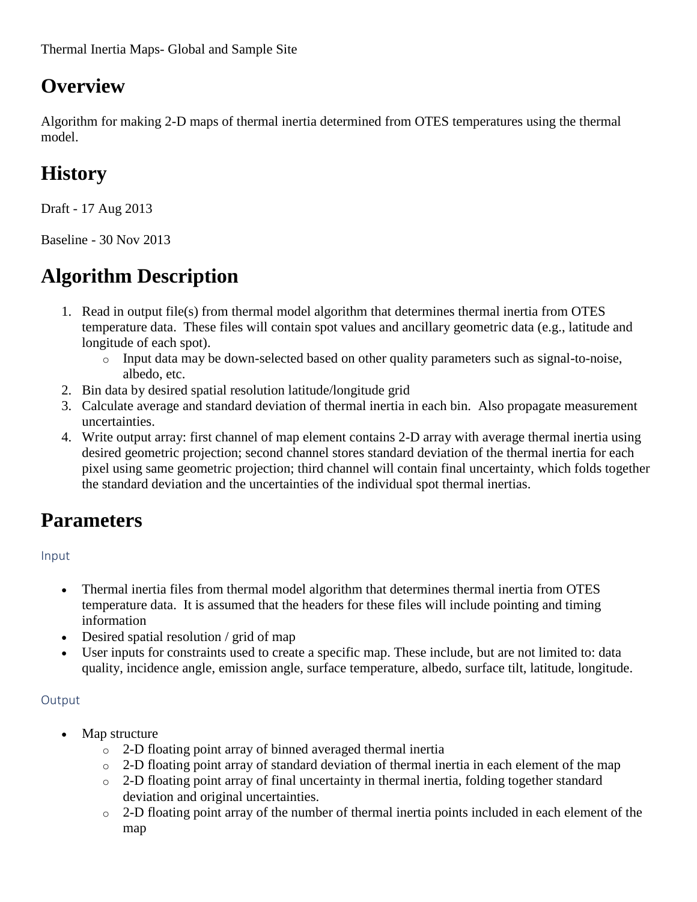Thermal Inertia Maps- Global and Sample Site

# Overview

Algorithm for making 2-D maps of thermal inertia determined from OTES temperatures using the thermal model.

# History

Draft - 17 Aug 2013

Baseline - 30 Nov 2013

# Algorithm Description

1. Read in output file(s) from thermal model algorithm that determines thermal inertia from OTES temperature data. These files will contain spot values and ancillary geometric data (e.g., latitude and longitude of each spot).
   - Input data may be down-selected based on other quality parameters such as signal-to-noise, albedo, etc.
2. Bin data by desired spatial resolution latitude/longitude grid
3. Calculate average and standard deviation of thermal inertia in each bin. Also propagate measurement uncertainties.
4. Write output array: first channel of map element contains 2-D array with average thermal inertia using desired geometric projection; second channel stores standard deviation of the thermal inertia for each pixel using same geometric projection; third channel will contain final uncertainty, which folds together the standard deviation and the uncertainties of the individual spot thermal inertias.

# Parameters

### Input

- Thermal inertia files from thermal model algorithm that determines thermal inertia from OTES temperature data. It is assumed that the headers for these files will include pointing and timing information
- Desired spatial resolution / grid of map
- User inputs for constraints used to create a specific map. These include, but are not limited to: data quality, incidence angle, emission angle, surface temperature, albedo, surface tilt, latitude, longitude.

### Output

- Map structure
  - 2-D floating point array of binned averaged thermal inertia
  - 2-D floating point array of standard deviation of thermal inertia in each element of the map
  - 2-D floating point array of final uncertainty in thermal inertia, folding together standard deviation and original uncertainties.
  - 2-D floating point array of the number of thermal inertia points included in each element of the map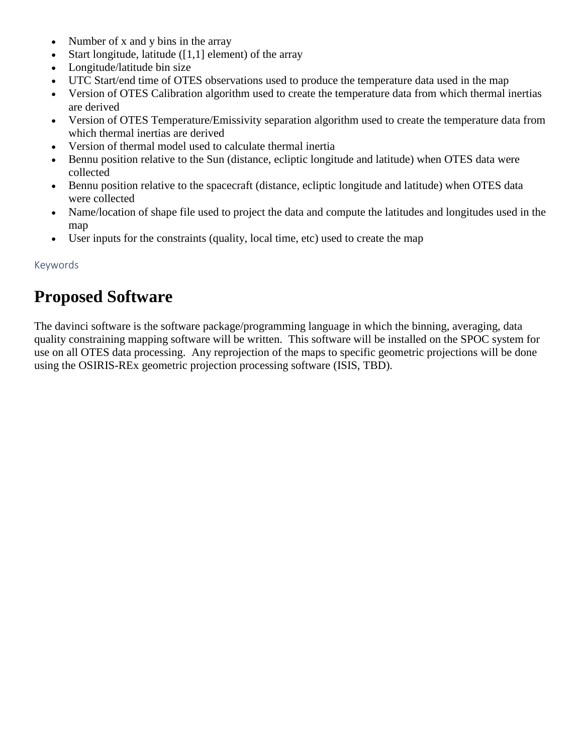- Number of x and y bins in the array
- Start longitude, latitude ([1,1] element) of the array
- Longitude/latitude bin size
- UTC Start/end time of OTES observations used to produce the temperature data used in the map
- Version of OTES Calibration algorithm used to create the temperature data from which thermal inertias are derived
- Version of OTES Temperature/Emissivity separation algorithm used to create the temperature data from which thermal inertias are derived
- Version of thermal model used to calculate thermal inertia
- Bennu position relative to the Sun (distance, ecliptic longitude and latitude) when OTES data were collected
- Bennu position relative to the spacecraft (distance, ecliptic longitude and latitude) when OTES data were collected
- Name/location of shape file used to project the data and compute the latitudes and longitudes used in the map
- User inputs for the constraints (quality, local time, etc) used to create the map

### Keywords

# Proposed Software

The davinci software is the software package/programming language in which the binning, averaging, data quality constraining mapping software will be written. This software will be installed on the SPOC system for use on all OTES data processing. Any reprojection of the maps to specific geometric projections will be done using the OSIRIS-REx geometric projection processing software (ISIS, TBD).